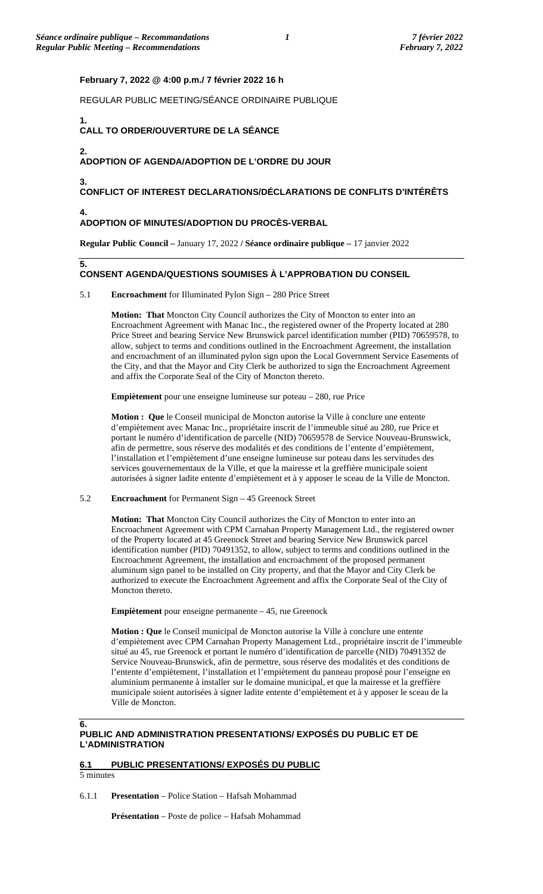**February 7, 2022 @ 4:00 p.m./ 7 février 2022 16 h**

REGULAR PUBLIC MEETING/SÉANCE ORDINAIRE PUBLIQUE

## 1. CALL TO ORDER/OUVERTURE DE LA SÉANCE

## 2. ADOPTION OF AGENDA/ADOPTION DE L'ORDRE DU JOUR

## 3. CONFLICT OF INTEREST DECLARATIONS/DÉCLARATIONS DE CONFLITS D'INTÉRÊTS

## 4. ADOPTION OF MINUTES/ADOPTION DU PROCÈS-VERBAL

**Regular Public Council –** January 17, 2022 **/ Séance ordinaire publique –** 17 janvier 2022

## 5. CONSENT AGENDA/QUESTIONS SOUMISES À L'APPROBATION DU CONSEIL

5.1 **Encroachment** for Illuminated Pylon Sign – 280 Price Street

**Motion: That** Moncton City Council authorizes the City of Moncton to enter into an Encroachment Agreement with Manac Inc., the registered owner of the Property located at 280 Price Street and bearing Service New Brunswick parcel identification number (PID) 70659578, to allow, subject to terms and conditions outlined in the Encroachment Agreement, the installation and encroachment of an illuminated pylon sign upon the Local Government Service Easements of the City, and that the Mayor and City Clerk be authorized to sign the Encroachment Agreement and affix the Corporate Seal of the City of Moncton thereto.

**Empiètement** pour une enseigne lumineuse sur poteau – 280, rue Price

**Motion : Que** le Conseil municipal de Moncton autorise la Ville à conclure une entente d'empiètement avec Manac Inc., propriétaire inscrit de l'immeuble situé au 280, rue Price et portant le numéro d'identification de parcelle (NID) 70659578 de Service Nouveau-Brunswick, afin de permettre, sous réserve des modalités et des conditions de l'entente d'empiètement, l'installation et l'empiètement d'une enseigne lumineuse sur poteau dans les servitudes des services gouvernementaux de la Ville, et que la mairesse et la greffière municipale soient autorisées à signer ladite entente d'empiètement et à y apposer le sceau de la Ville de Moncton.

5.2 **Encroachment** for Permanent Sign – 45 Greenock Street

**Motion: That** Moncton City Council authorizes the City of Moncton to enter into an Encroachment Agreement with CPM Carnahan Property Management Ltd., the registered owner of the Property located at 45 Greenock Street and bearing Service New Brunswick parcel identification number (PID) 70491352, to allow, subject to terms and conditions outlined in the Encroachment Agreement, the installation and encroachment of the proposed permanent aluminum sign panel to be installed on City property, and that the Mayor and City Clerk be authorized to execute the Encroachment Agreement and affix the Corporate Seal of the City of Moncton thereto.

**Empiètement** pour enseigne permanente – 45, rue Greenock

**Motion : Que** le Conseil municipal de Moncton autorise la Ville à conclure une entente d'empiètement avec CPM Carnahan Property Management Ltd., propriétaire inscrit de l'immeuble situé au 45, rue Greenock et portant le numéro d'identification de parcelle (NID) 70491352 de Service Nouveau-Brunswick, afin de permettre, sous réserve des modalités et des conditions de l'entente d'empiètement, l'installation et l'empiètement du panneau proposé pour l'enseigne en aluminium permanente à installer sur le domaine municipal, et que la mairesse et la greffière municipale soient autorisées à signer ladite entente d'empiètement et à y apposer le sceau de la Ville de Moncton.

## 6. PUBLIC AND ADMINISTRATION PRESENTATIONS/ EXPOSÉS DU PUBLIC ET DE L'ADMINISTRATION

### 6.1 PUBLIC PRESENTATIONS/ EXPOSÉS DU PUBLIC

5 minutes

6.1.1 **Presentation** – Police Station – Hafsah Mohammad

**Présentation** – Poste de police – Hafsah Mohammad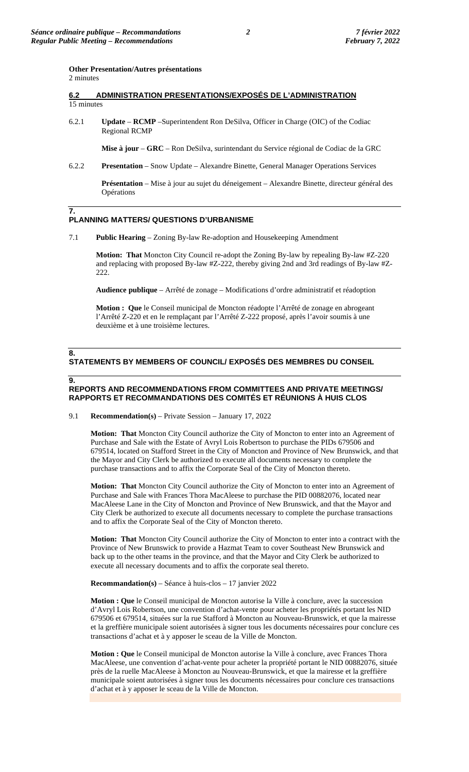**Other Presentation/Autres présentations**
2 minutes

## 6.2 ADMINISTRATION PRESENTATIONS/EXPOSÉS DE L'ADMINISTRATION

15 minutes

6.2.1 **Update** – **RCMP** –Superintendent Ron DeSilva, Officer in Charge (OIC) of the Codiac Regional RCMP

**Mise à jour** – **GRC** – Ron DeSilva, surintendant du Service régional de Codiac de la GRC

6.2.2 **Presentation** – Snow Update – Alexandre Binette, General Manager Operations Services

**Présentation** – Mise à jour au sujet du déneigement – Alexandre Binette, directeur général des Opérations

## 7. PLANNING MATTERS/ QUESTIONS D'URBANISME

7.1 **Public Hearing** – Zoning By-law Re-adoption and Housekeeping Amendment

**Motion: That** Moncton City Council re-adopt the Zoning By-law by repealing By-law #Z-220 and replacing with proposed By-law #Z-222, thereby giving 2nd and 3rd readings of By-law #Z-222.

**Audience publique** – Arrêté de zonage – Modifications d'ordre administratif et réadoption

**Motion : Que** le Conseil municipal de Moncton réadopte l'Arrêté de zonage en abrogeant l'Arrêté Z-220 et en le remplaçant par l'Arrêté Z-222 proposé, après l'avoir soumis à une deuxième et à une troisième lectures.

## 8. STATEMENTS BY MEMBERS OF COUNCIL/ EXPOSÉS DES MEMBRES DU CONSEIL

## 9. REPORTS AND RECOMMENDATIONS FROM COMMITTEES AND PRIVATE MEETINGS/ RAPPORTS ET RECOMMANDATIONS DES COMITÉS ET RÉUNIONS À HUIS CLOS

9.1 **Recommendation(s)** – Private Session – January 17, 2022

**Motion: That** Moncton City Council authorize the City of Moncton to enter into an Agreement of Purchase and Sale with the Estate of Avryl Lois Robertson to purchase the PIDs 679506 and 679514, located on Stafford Street in the City of Moncton and Province of New Brunswick, and that the Mayor and City Clerk be authorized to execute all documents necessary to complete the purchase transactions and to affix the Corporate Seal of the City of Moncton thereto.

**Motion: That** Moncton City Council authorize the City of Moncton to enter into an Agreement of Purchase and Sale with Frances Thora MacAleese to purchase the PID 00882076, located near MacAleese Lane in the City of Moncton and Province of New Brunswick, and that the Mayor and City Clerk be authorized to execute all documents necessary to complete the purchase transactions and to affix the Corporate Seal of the City of Moncton thereto.

**Motion: That** Moncton City Council authorize the City of Moncton to enter into a contract with the Province of New Brunswick to provide a Hazmat Team to cover Southeast New Brunswick and back up to the other teams in the province, and that the Mayor and City Clerk be authorized to execute all necessary documents and to affix the corporate seal thereto.

**Recommandation(s)** – Séance à huis-clos – 17 janvier 2022

**Motion : Que** le Conseil municipal de Moncton autorise la Ville à conclure, avec la succession d'Avryl Lois Robertson, une convention d'achat-vente pour acheter les propriétés portant les NID 679506 et 679514, situées sur la rue Stafford à Moncton au Nouveau-Brunswick, et que la mairesse et la greffière municipale soient autorisées à signer tous les documents nécessaires pour conclure ces transactions d'achat et à y apposer le sceau de la Ville de Moncton.

**Motion : Que** le Conseil municipal de Moncton autorise la Ville à conclure, avec Frances Thora MacAleese, une convention d'achat-vente pour acheter la propriété portant le NID 00882076, située près de la ruelle MacAleese à Moncton au Nouveau-Brunswick, et que la mairesse et la greffière municipale soient autorisées à signer tous les documents nécessaires pour conclure ces transactions d'achat et à y apposer le sceau de la Ville de Moncton.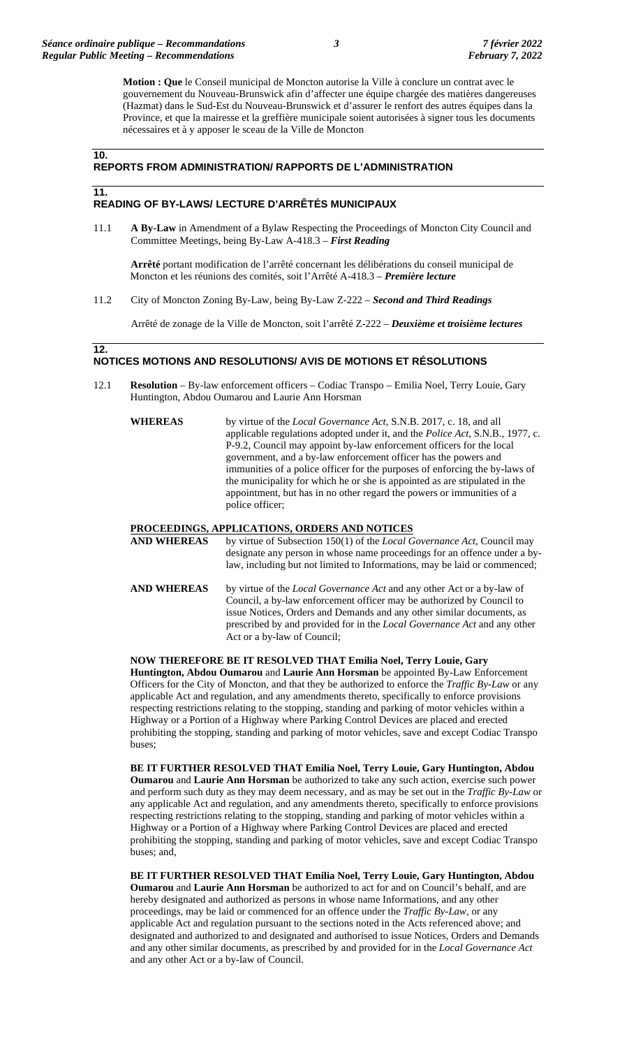**Motion : Que** le Conseil municipal de Moncton autorise la Ville à conclure un contrat avec le gouvernement du Nouveau-Brunswick afin d'affecter une équipe chargée des matières dangereuses (Hazmat) dans le Sud-Est du Nouveau-Brunswick et d'assurer le renfort des autres équipes dans la Province, et que la mairesse et la greffière municipale soient autorisées à signer tous les documents nécessaires et à y apposer le sceau de la Ville de Moncton

## 10. REPORTS FROM ADMINISTRATION/ RAPPORTS DE L'ADMINISTRATION

## 11. READING OF BY-LAWS/ LECTURE D'ARRÊTÉS MUNICIPAUX

11.1 **A By-Law** in Amendment of a Bylaw Respecting the Proceedings of Moncton City Council and Committee Meetings, being By-Law A-418.3 – ***First Reading***

**Arrêté** portant modification de l'arrêté concernant les délibérations du conseil municipal de Moncton et les réunions des comités, soit l'Arrêté A-418.3 – ***Première lecture***

11.2 City of Moncton Zoning By-Law, being By-Law Z-222 – ***Second and Third Readings***

Arrêté de zonage de la Ville de Moncton, soit l'arrêté Z-222 – ***Deuxième et troisième lectures***

## 12. NOTICES MOTIONS AND RESOLUTIONS/ AVIS DE MOTIONS ET RÉSOLUTIONS

12.1 **Resolution** – By-law enforcement officers – Codiac Transpo – Emilia Noel, Terry Louie, Gary Huntington, Abdou Oumarou and Laurie Ann Horsman

**WHEREAS** by virtue of the *Local Governance Act*, S.N.B. 2017, c. 18, and all applicable regulations adopted under it, and the *Police Act*, S.N.B., 1977, c. P-9.2, Council may appoint by-law enforcement officers for the local government, and a by-law enforcement officer has the powers and immunities of a police officer for the purposes of enforcing the by-laws of the municipality for which he or she is appointed as are stipulated in the appointment, but has in no other regard the powers or immunities of a police officer;

**PROCEEDINGS, APPLICATIONS, ORDERS AND NOTICES**

**AND WHEREAS** by virtue of Subsection 150(1) of the *Local Governance Act*, Council may designate any person in whose name proceedings for an offence under a by-law, including but not limited to Informations, may be laid or commenced;

**AND WHEREAS** by virtue of the *Local Governance Act* and any other Act or a by-law of Council, a by-law enforcement officer may be authorized by Council to issue Notices, Orders and Demands and any other similar documents, as prescribed by and provided for in the *Local Governance Act* and any other Act or a by-law of Council;

**NOW THEREFORE BE IT RESOLVED THAT Emilia Noel, Terry Louie, Gary Huntington, Abdou Oumarou** and **Laurie Ann Horsman** be appointed By-Law Enforcement Officers for the City of Moncton, and that they be authorized to enforce the *Traffic By-Law* or any applicable Act and regulation, and any amendments thereto, specifically to enforce provisions respecting restrictions relating to the stopping, standing and parking of motor vehicles within a Highway or a Portion of a Highway where Parking Control Devices are placed and erected prohibiting the stopping, standing and parking of motor vehicles, save and except Codiac Transpo buses;

**BE IT FURTHER RESOLVED THAT Emilia Noel, Terry Louie, Gary Huntington, Abdou Oumarou** and **Laurie Ann Horsman** be authorized to take any such action, exercise such power and perform such duty as they may deem necessary, and as may be set out in the *Traffic By-Law* or any applicable Act and regulation, and any amendments thereto, specifically to enforce provisions respecting restrictions relating to the stopping, standing and parking of motor vehicles within a Highway or a Portion of a Highway where Parking Control Devices are placed and erected prohibiting the stopping, standing and parking of motor vehicles, save and except Codiac Transpo buses; and,

**BE IT FURTHER RESOLVED THAT Emilia Noel, Terry Louie, Gary Huntington, Abdou Oumarou** and **Laurie Ann Horsman** be authorized to act for and on Council's behalf, and are hereby designated and authorized as persons in whose name Informations, and any other proceedings, may be laid or commenced for an offence under the *Traffic By-Law*, or any applicable Act and regulation pursuant to the sections noted in the Acts referenced above; and designated and authorized to and designated and authorised to issue Notices, Orders and Demands and any other similar documents, as prescribed by and provided for in the *Local Governance Act* and any other Act or a by-law of Council.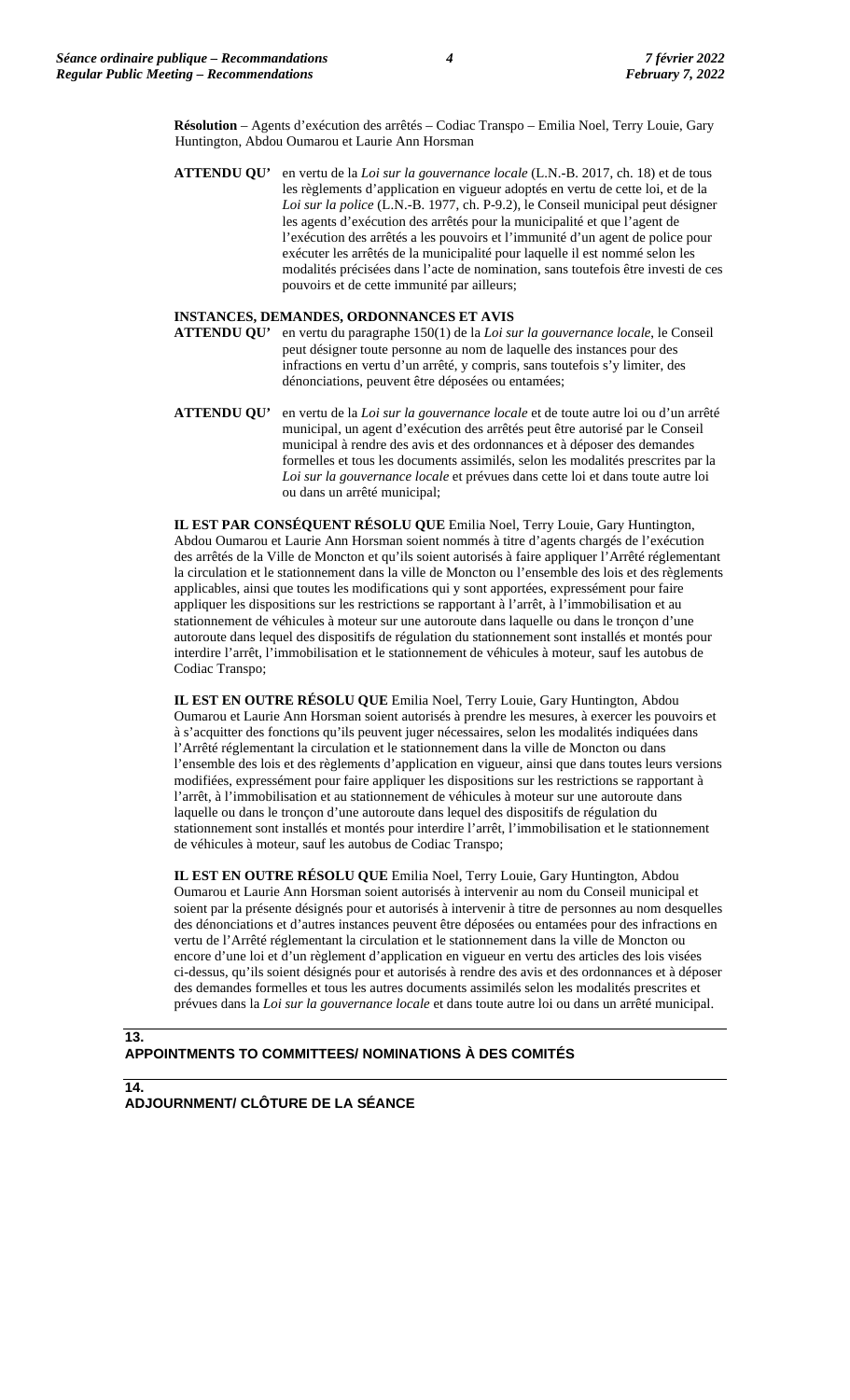**Résolution** – Agents d'exécution des arrêtés – Codiac Transpo – Emilia Noel, Terry Louie, Gary Huntington, Abdou Oumarou et Laurie Ann Horsman

**ATTENDU QU'** en vertu de la *Loi sur la gouvernance locale* (L.N.-B. 2017, ch. 18) et de tous les règlements d'application en vigueur adoptés en vertu de cette loi, et de la *Loi sur la police* (L.N.-B. 1977, ch. P-9.2), le Conseil municipal peut désigner les agents d'exécution des arrêtés pour la municipalité et que l'agent de l'exécution des arrêtés a les pouvoirs et l'immunité d'un agent de police pour exécuter les arrêtés de la municipalité pour laquelle il est nommé selon les modalités précisées dans l'acte de nomination, sans toutefois être investi de ces pouvoirs et de cette immunité par ailleurs;

**INSTANCES, DEMANDES, ORDONNANCES ET AVIS**

**ATTENDU QU'** en vertu du paragraphe 150(1) de la *Loi sur la gouvernance locale*, le Conseil peut désigner toute personne au nom de laquelle des instances pour des infractions en vertu d'un arrêté, y compris, sans toutefois s'y limiter, des dénonciations, peuvent être déposées ou entamées;

**ATTENDU QU'** en vertu de la *Loi sur la gouvernance locale* et de toute autre loi ou d'un arrêté municipal, un agent d'exécution des arrêtés peut être autorisé par le Conseil municipal à rendre des avis et des ordonnances et à déposer des demandes formelles et tous les documents assimilés, selon les modalités prescrites par la *Loi sur la gouvernance locale* et prévues dans cette loi et dans toute autre loi ou dans un arrêté municipal;

**IL EST PAR CONSÉQUENT RÉSOLU QUE** Emilia Noel, Terry Louie, Gary Huntington, Abdou Oumarou et Laurie Ann Horsman soient nommés à titre d'agents chargés de l'exécution des arrêtés de la Ville de Moncton et qu'ils soient autorisés à faire appliquer l'Arrêté réglementant la circulation et le stationnement dans la ville de Moncton ou l'ensemble des lois et des règlements applicables, ainsi que toutes les modifications qui y sont apportées, expressément pour faire appliquer les dispositions sur les restrictions se rapportant à l'arrêt, à l'immobilisation et au stationnement de véhicules à moteur sur une autoroute dans laquelle ou dans le tronçon d'une autoroute dans lequel des dispositifs de régulation du stationnement sont installés et montés pour interdire l'arrêt, l'immobilisation et le stationnement de véhicules à moteur, sauf les autobus de Codiac Transpo;

**IL EST EN OUTRE RÉSOLU QUE** Emilia Noel, Terry Louie, Gary Huntington, Abdou Oumarou et Laurie Ann Horsman soient autorisés à prendre les mesures, à exercer les pouvoirs et à s'acquitter des fonctions qu'ils peuvent juger nécessaires, selon les modalités indiquées dans l'Arrêté réglementant la circulation et le stationnement dans la ville de Moncton ou dans l'ensemble des lois et des règlements d'application en vigueur, ainsi que dans toutes leurs versions modifiées, expressément pour faire appliquer les dispositions sur les restrictions se rapportant à l'arrêt, à l'immobilisation et au stationnement de véhicules à moteur sur une autoroute dans laquelle ou dans le tronçon d'une autoroute dans lequel des dispositifs de régulation du stationnement sont installés et montés pour interdire l'arrêt, l'immobilisation et le stationnement de véhicules à moteur, sauf les autobus de Codiac Transpo;

**IL EST EN OUTRE RÉSOLU QUE** Emilia Noel, Terry Louie, Gary Huntington, Abdou Oumarou et Laurie Ann Horsman soient autorisés à intervenir au nom du Conseil municipal et soient par la présente désignés et autorisés à intervenir à titre de personnes au nom desquelles des dénonciations et d'autres instances peuvent être déposées ou entamées pour des infractions en vertu de l'Arrêté réglementant la circulation et le stationnement dans la ville de Moncton ou encore d'une loi et d'un règlement d'application en vigueur en vertu des articles des lois visées ci-dessus, qu'ils soient désignés pour et autorisés à rendre des avis et des ordonnances et à déposer des demandes formelles et tous les autres documents assimilés selon les modalités prescrites et prévues dans la *Loi sur la gouvernance locale* et dans toute autre loi ou dans un arrêté municipal.

## 13. APPOINTMENTS TO COMMITTEES/ NOMINATIONS À DES COMITÉS

## 14. ADJOURNMENT/ CLÔTURE DE LA SÉANCE